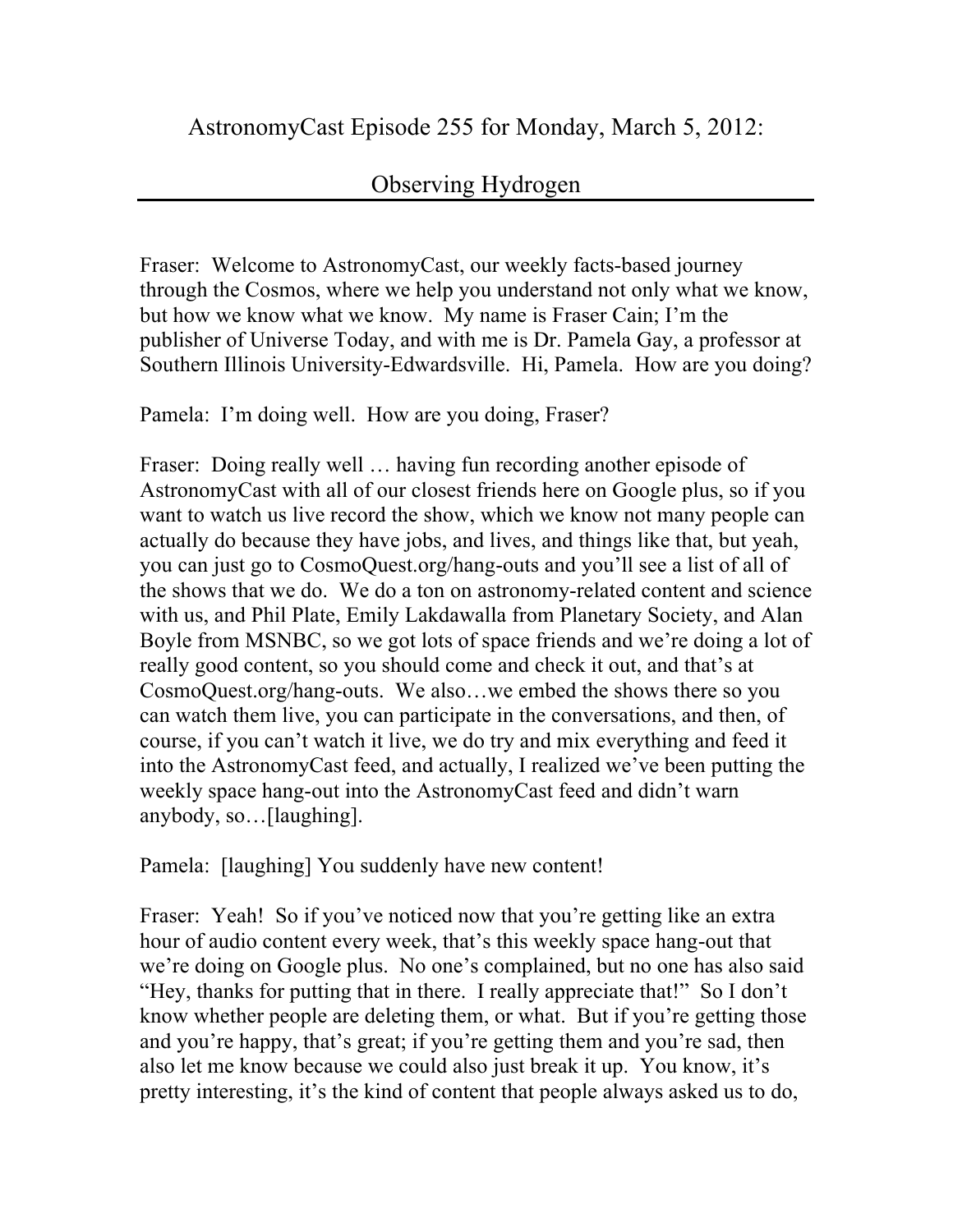AstronomyCast Episode 255 for Monday, March 5, 2012:

# Observing Hydrogen

Fraser: Welcome to AstronomyCast, our weekly facts-based journey through the Cosmos, where we help you understand not only what we know, but how we know what we know. My name is Fraser Cain; I'm the publisher of Universe Today, and with me is Dr. Pamela Gay, a professor at Southern Illinois University-Edwardsville. Hi, Pamela. How are you doing?

Pamela: I'm doing well. How are you doing, Fraser?

Fraser: Doing really well … having fun recording another episode of AstronomyCast with all of our closest friends here on Google plus, so if you want to watch us live record the show, which we know not many people can actually do because they have jobs, and lives, and things like that, but yeah, you can just go to CosmoQuest.org/hang-outs and you'll see a list of all of the shows that we do. We do a ton on astronomy-related content and science with us, and Phil Plate, Emily Lakdawalla from Planetary Society, and Alan Boyle from MSNBC, so we got lots of space friends and we're doing a lot of really good content, so you should come and check it out, and that's at CosmoQuest.org/hang-outs. We also…we embed the shows there so you can watch them live, you can participate in the conversations, and then, of course, if you can't watch it live, we do try and mix everything and feed it into the AstronomyCast feed, and actually, I realized we've been putting the weekly space hang-out into the AstronomyCast feed and didn't warn anybody, so…[laughing].

Pamela: [laughing] You suddenly have new content!

Fraser: Yeah! So if you've noticed now that you're getting like an extra hour of audio content every week, that's this weekly space hang-out that we're doing on Google plus. No one's complained, but no one has also said "Hey, thanks for putting that in there. I really appreciate that!" So I don't know whether people are deleting them, or what. But if you're getting those and you're happy, that's great; if you're getting them and you're sad, then also let me know because we could also just break it up. You know, it's pretty interesting, it's the kind of content that people always asked us to do,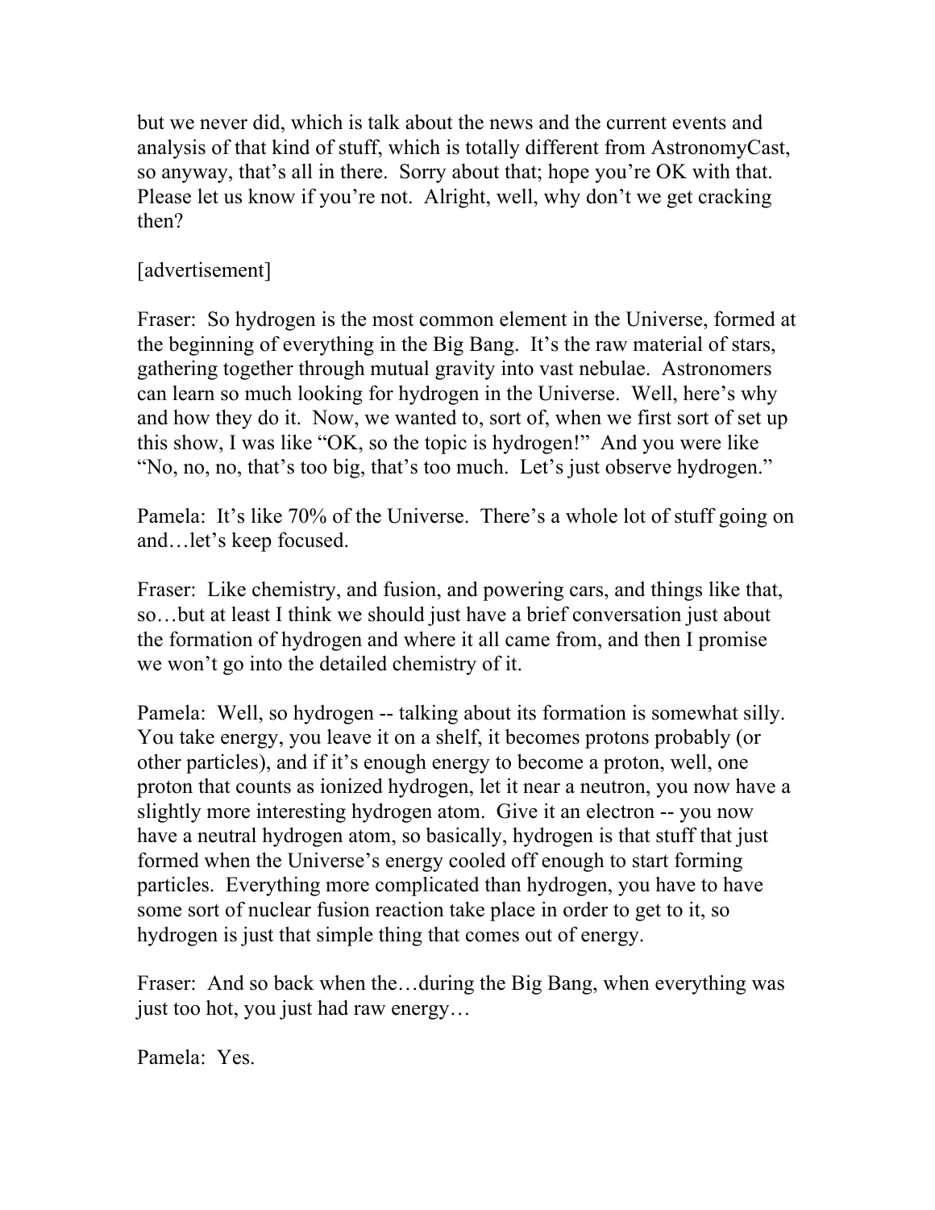but we never did, which is talk about the news and the current events and analysis of that kind of stuff, which is totally different from AstronomyCast, so anyway, that's all in there. Sorry about that; hope you're OK with that. Please let us know if you're not. Alright, well, why don't we get cracking then?

[advertisement]

Fraser: So hydrogen is the most common element in the Universe, formed at the beginning of everything in the Big Bang. It's the raw material of stars, gathering together through mutual gravity into vast nebulae. Astronomers can learn so much looking for hydrogen in the Universe. Well, here's why and how they do it. Now, we wanted to, sort of, when we first sort of set up this show, I was like "OK, so the topic is hydrogen!" And you were like "No, no, no, that's too big, that's too much. Let's just observe hydrogen."

Pamela: It's like 70% of the Universe. There's a whole lot of stuff going on and…let's keep focused.

Fraser: Like chemistry, and fusion, and powering cars, and things like that, so…but at least I think we should just have a brief conversation just about the formation of hydrogen and where it all came from, and then I promise we won't go into the detailed chemistry of it.

Pamela: Well, so hydrogen -- talking about its formation is somewhat silly. You take energy, you leave it on a shelf, it becomes protons probably (or other particles), and if it's enough energy to become a proton, well, one proton that counts as ionized hydrogen, let it near a neutron, you now have a slightly more interesting hydrogen atom. Give it an electron -- you now have a neutral hydrogen atom, so basically, hydrogen is that stuff that just formed when the Universe's energy cooled off enough to start forming particles. Everything more complicated than hydrogen, you have to have some sort of nuclear fusion reaction take place in order to get to it, so hydrogen is just that simple thing that comes out of energy.

Fraser: And so back when the…during the Big Bang, when everything was just too hot, you just had raw energy…

Pamela: Yes.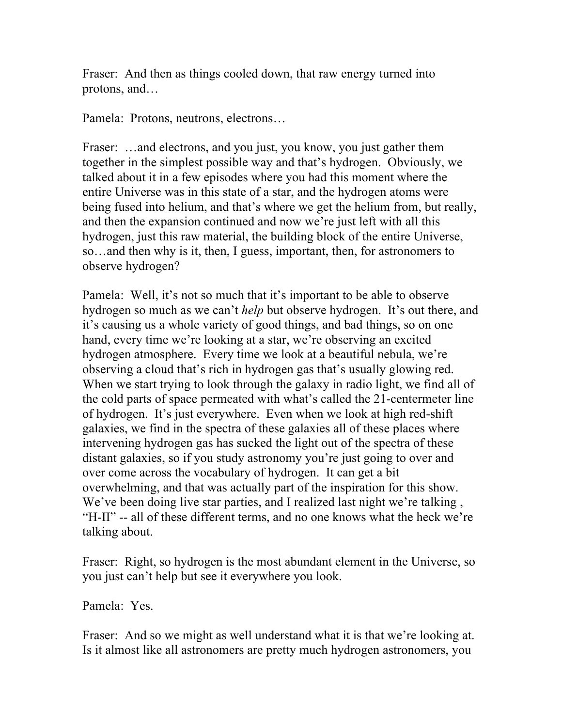Fraser: And then as things cooled down, that raw energy turned into protons, and…

Pamela: Protons, neutrons, electrons…

Fraser: …and electrons, and you just, you know, you just gather them together in the simplest possible way and that's hydrogen. Obviously, we talked about it in a few episodes where you had this moment where the entire Universe was in this state of a star, and the hydrogen atoms were being fused into helium, and that's where we get the helium from, but really, and then the expansion continued and now we're just left with all this hydrogen, just this raw material, the building block of the entire Universe, so…and then why is it, then, I guess, important, then, for astronomers to observe hydrogen?

Pamela: Well, it's not so much that it's important to be able to observe hydrogen so much as we can't *help* but observe hydrogen. It's out there, and it's causing us a whole variety of good things, and bad things, so on one hand, every time we're looking at a star, we're observing an excited hydrogen atmosphere. Every time we look at a beautiful nebula, we're observing a cloud that's rich in hydrogen gas that's usually glowing red. When we start trying to look through the galaxy in radio light, we find all of the cold parts of space permeated with what's called the 21-centermeter line of hydrogen. It's just everywhere. Even when we look at high red-shift galaxies, we find in the spectra of these galaxies all of these places where intervening hydrogen gas has sucked the light out of the spectra of these distant galaxies, so if you study astronomy you're just going to over and over come across the vocabulary of hydrogen. It can get a bit overwhelming, and that was actually part of the inspiration for this show. We've been doing live star parties, and I realized last night we're talking , "H-II" -- all of these different terms, and no one knows what the heck we're talking about.

Fraser: Right, so hydrogen is the most abundant element in the Universe, so you just can't help but see it everywhere you look.

Pamela: Yes.

Fraser: And so we might as well understand what it is that we're looking at. Is it almost like all astronomers are pretty much hydrogen astronomers, you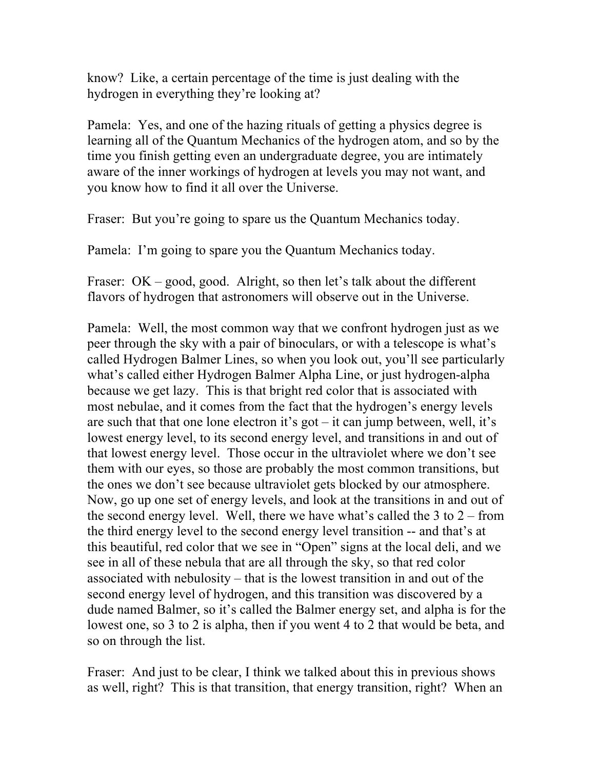know? Like, a certain percentage of the time is just dealing with the hydrogen in everything they're looking at?

Pamela: Yes, and one of the hazing rituals of getting a physics degree is learning all of the Quantum Mechanics of the hydrogen atom, and so by the time you finish getting even an undergraduate degree, you are intimately aware of the inner workings of hydrogen at levels you may not want, and you know how to find it all over the Universe.

Fraser: But you're going to spare us the Quantum Mechanics today.

Pamela: I'm going to spare you the Quantum Mechanics today.

Fraser: OK – good, good. Alright, so then let's talk about the different flavors of hydrogen that astronomers will observe out in the Universe.

Pamela: Well, the most common way that we confront hydrogen just as we peer through the sky with a pair of binoculars, or with a telescope is what's called Hydrogen Balmer Lines, so when you look out, you'll see particularly what's called either Hydrogen Balmer Alpha Line, or just hydrogen-alpha because we get lazy. This is that bright red color that is associated with most nebulae, and it comes from the fact that the hydrogen's energy levels are such that that one lone electron it's got – it can jump between, well, it's lowest energy level, to its second energy level, and transitions in and out of that lowest energy level. Those occur in the ultraviolet where we don't see them with our eyes, so those are probably the most common transitions, but the ones we don't see because ultraviolet gets blocked by our atmosphere. Now, go up one set of energy levels, and look at the transitions in and out of the second energy level. Well, there we have what's called the 3 to 2 – from the third energy level to the second energy level transition -- and that's at this beautiful, red color that we see in "Open" signs at the local deli, and we see in all of these nebula that are all through the sky, so that red color associated with nebulosity – that is the lowest transition in and out of the second energy level of hydrogen, and this transition was discovered by a dude named Balmer, so it's called the Balmer energy set, and alpha is for the lowest one, so 3 to 2 is alpha, then if you went 4 to 2 that would be beta, and so on through the list.

Fraser: And just to be clear, I think we talked about this in previous shows as well, right? This is that transition, that energy transition, right? When an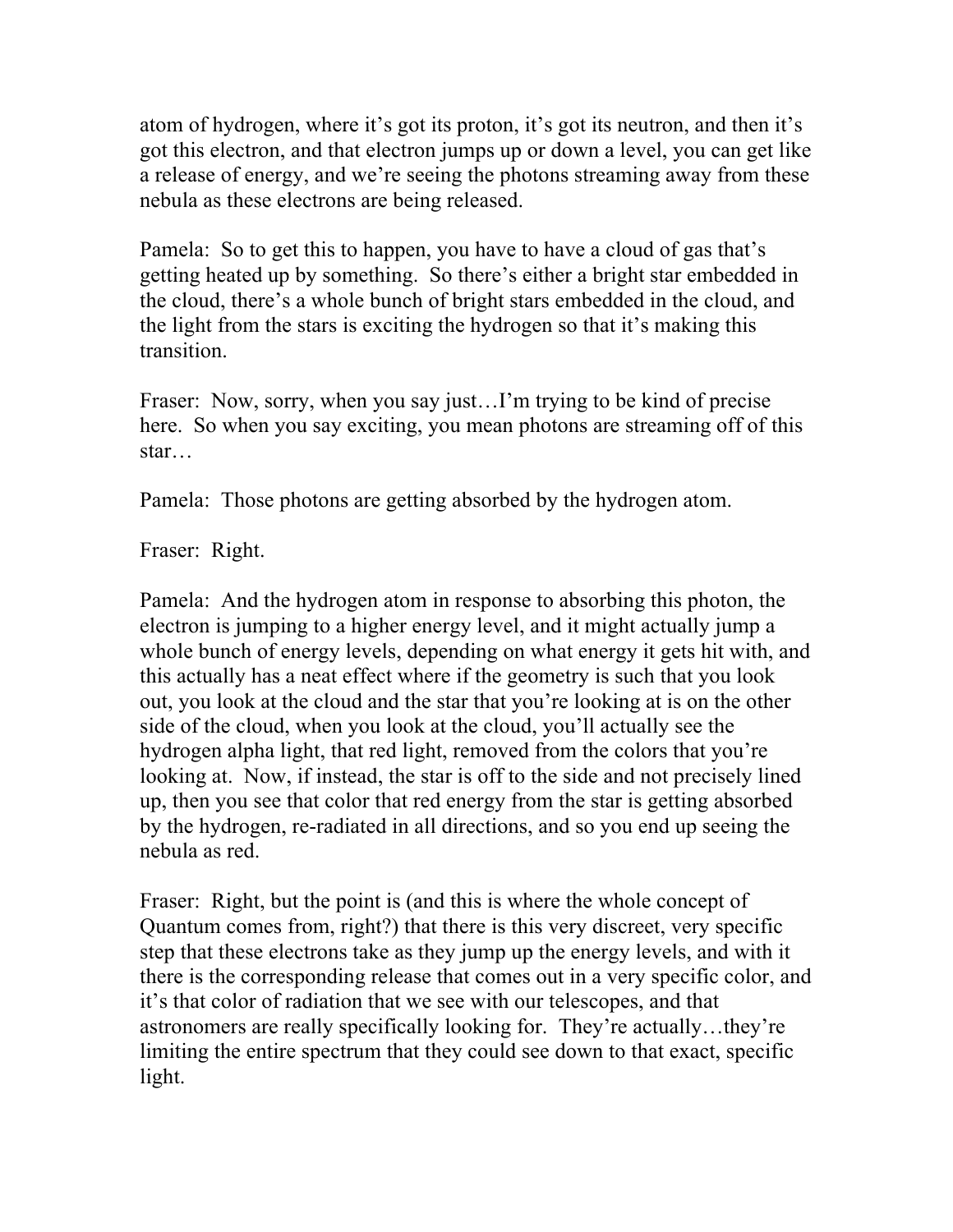atom of hydrogen, where it's got its proton, it's got its neutron, and then it's got this electron, and that electron jumps up or down a level, you can get like a release of energy, and we're seeing the photons streaming away from these nebula as these electrons are being released.

Pamela: So to get this to happen, you have to have a cloud of gas that's getting heated up by something. So there's either a bright star embedded in the cloud, there's a whole bunch of bright stars embedded in the cloud, and the light from the stars is exciting the hydrogen so that it's making this transition.

Fraser: Now, sorry, when you say just…I'm trying to be kind of precise here. So when you say exciting, you mean photons are streaming off of this star…

Pamela: Those photons are getting absorbed by the hydrogen atom.

Fraser: Right.

Pamela: And the hydrogen atom in response to absorbing this photon, the electron is jumping to a higher energy level, and it might actually jump a whole bunch of energy levels, depending on what energy it gets hit with, and this actually has a neat effect where if the geometry is such that you look out, you look at the cloud and the star that you're looking at is on the other side of the cloud, when you look at the cloud, you'll actually see the hydrogen alpha light, that red light, removed from the colors that you're looking at. Now, if instead, the star is off to the side and not precisely lined up, then you see that color that red energy from the star is getting absorbed by the hydrogen, re-radiated in all directions, and so you end up seeing the nebula as red.

Fraser: Right, but the point is (and this is where the whole concept of Quantum comes from, right?) that there is this very discreet, very specific step that these electrons take as they jump up the energy levels, and with it there is the corresponding release that comes out in a very specific color, and it's that color of radiation that we see with our telescopes, and that astronomers are really specifically looking for. They're actually…they're limiting the entire spectrum that they could see down to that exact, specific light.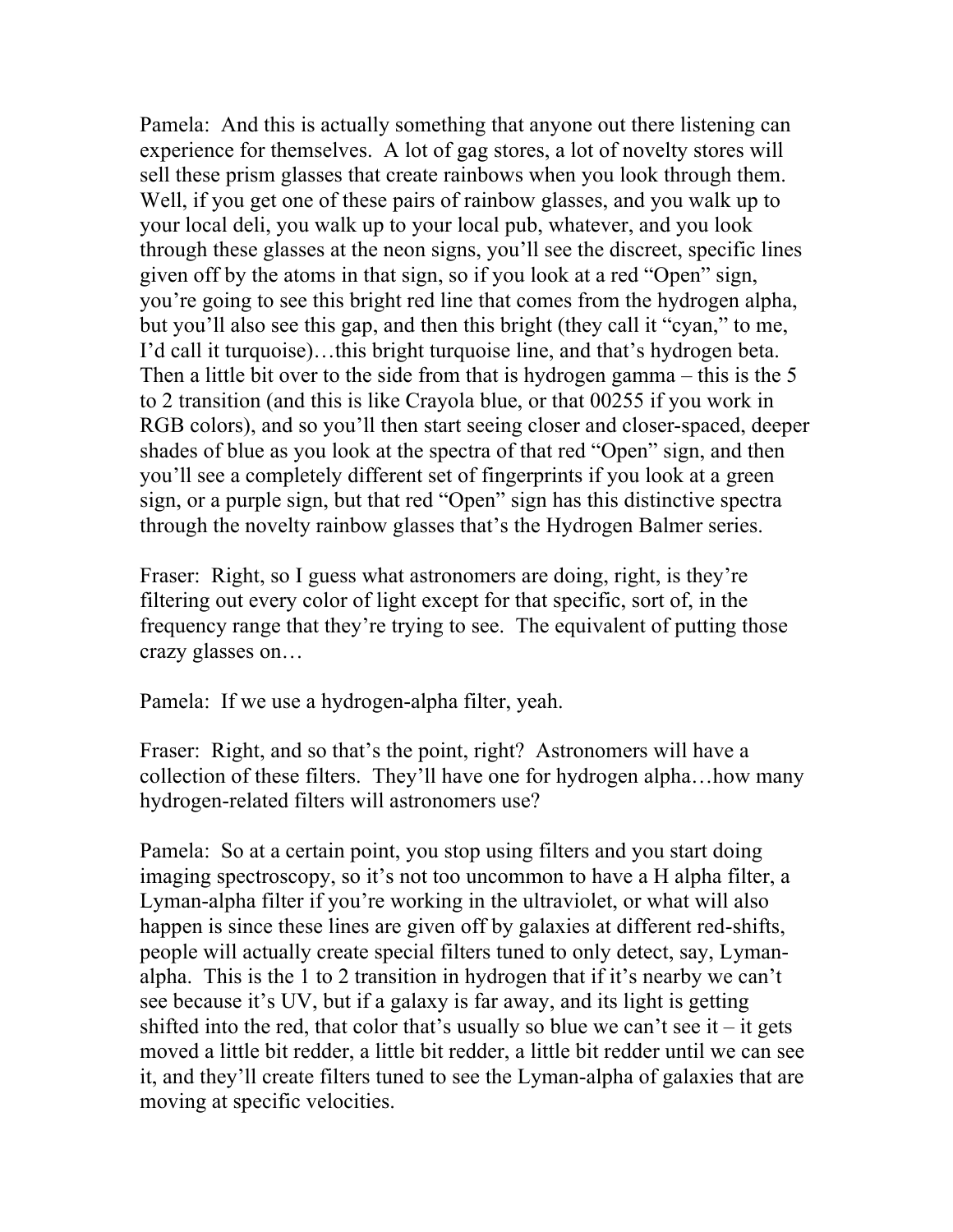Pamela: And this is actually something that anyone out there listening can experience for themselves. A lot of gag stores, a lot of novelty stores will sell these prism glasses that create rainbows when you look through them. Well, if you get one of these pairs of rainbow glasses, and you walk up to your local deli, you walk up to your local pub, whatever, and you look through these glasses at the neon signs, you'll see the discreet, specific lines given off by the atoms in that sign, so if you look at a red "Open" sign, you're going to see this bright red line that comes from the hydrogen alpha, but you'll also see this gap, and then this bright (they call it "cyan," to me, I'd call it turquoise)…this bright turquoise line, and that's hydrogen beta. Then a little bit over to the side from that is hydrogen gamma – this is the 5 to 2 transition (and this is like Crayola blue, or that 00255 if you work in RGB colors), and so you'll then start seeing closer and closer-spaced, deeper shades of blue as you look at the spectra of that red "Open" sign, and then you'll see a completely different set of fingerprints if you look at a green sign, or a purple sign, but that red "Open" sign has this distinctive spectra through the novelty rainbow glasses that's the Hydrogen Balmer series.

Fraser: Right, so I guess what astronomers are doing, right, is they're filtering out every color of light except for that specific, sort of, in the frequency range that they're trying to see. The equivalent of putting those crazy glasses on…

Pamela: If we use a hydrogen-alpha filter, yeah.

Fraser: Right, and so that's the point, right? Astronomers will have a collection of these filters. They'll have one for hydrogen alpha…how many hydrogen-related filters will astronomers use?

Pamela: So at a certain point, you stop using filters and you start doing imaging spectroscopy, so it's not too uncommon to have a H alpha filter, a Lyman-alpha filter if you're working in the ultraviolet, or what will also happen is since these lines are given off by galaxies at different red-shifts, people will actually create special filters tuned to only detect, say, Lyman-alpha. This is the 1 to 2 transition in hydrogen that if it's nearby we can't see because it's UV, but if a galaxy is far away, and its light is getting shifted into the red, that color that's usually so blue we can't see it – it gets moved a little bit redder, a little bit redder, a little bit redder until we can see it, and they'll create filters tuned to see the Lyman-alpha of galaxies that are moving at specific velocities.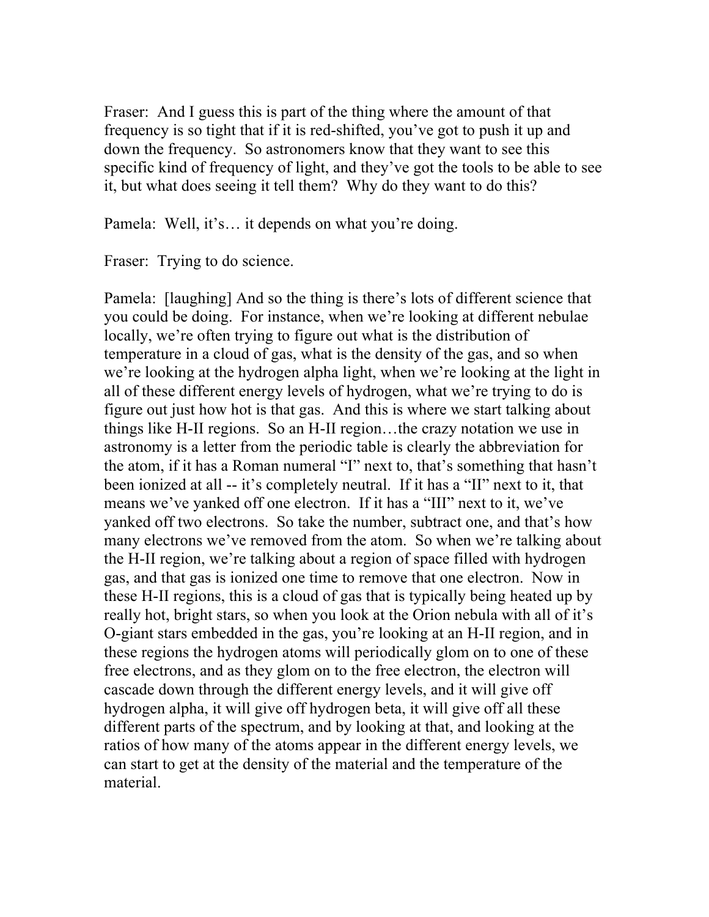Fraser: And I guess this is part of the thing where the amount of that frequency is so tight that if it is red-shifted, you've got to push it up and down the frequency. So astronomers know that they want to see this specific kind of frequency of light, and they've got the tools to be able to see it, but what does seeing it tell them? Why do they want to do this?

Pamela: Well, it's… it depends on what you're doing.

Fraser: Trying to do science.

Pamela: [laughing] And so the thing is there's lots of different science that you could be doing. For instance, when we're looking at different nebulae locally, we're often trying to figure out what is the distribution of temperature in a cloud of gas, what is the density of the gas, and so when we're looking at the hydrogen alpha light, when we're looking at the light in all of these different energy levels of hydrogen, what we're trying to do is figure out just how hot is that gas. And this is where we start talking about things like H-II regions. So an H-II region…the crazy notation we use in astronomy is a letter from the periodic table is clearly the abbreviation for the atom, if it has a Roman numeral "I" next to, that's something that hasn't been ionized at all -- it's completely neutral. If it has a "II" next to it, that means we've yanked off one electron. If it has a "III" next to it, we've yanked off two electrons. So take the number, subtract one, and that's how many electrons we've removed from the atom. So when we're talking about the H-II region, we're talking about a region of space filled with hydrogen gas, and that gas is ionized one time to remove that one electron. Now in these H-II regions, this is a cloud of gas that is typically being heated up by really hot, bright stars, so when you look at the Orion nebula with all of it's O-giant stars embedded in the gas, you're looking at an H-II region, and in these regions the hydrogen atoms will periodically glom on to one of these free electrons, and as they glom on to the free electron, the electron will cascade down through the different energy levels, and it will give off hydrogen alpha, it will give off hydrogen beta, it will give off all these different parts of the spectrum, and by looking at that, and looking at the ratios of how many of the atoms appear in the different energy levels, we can start to get at the density of the material and the temperature of the material.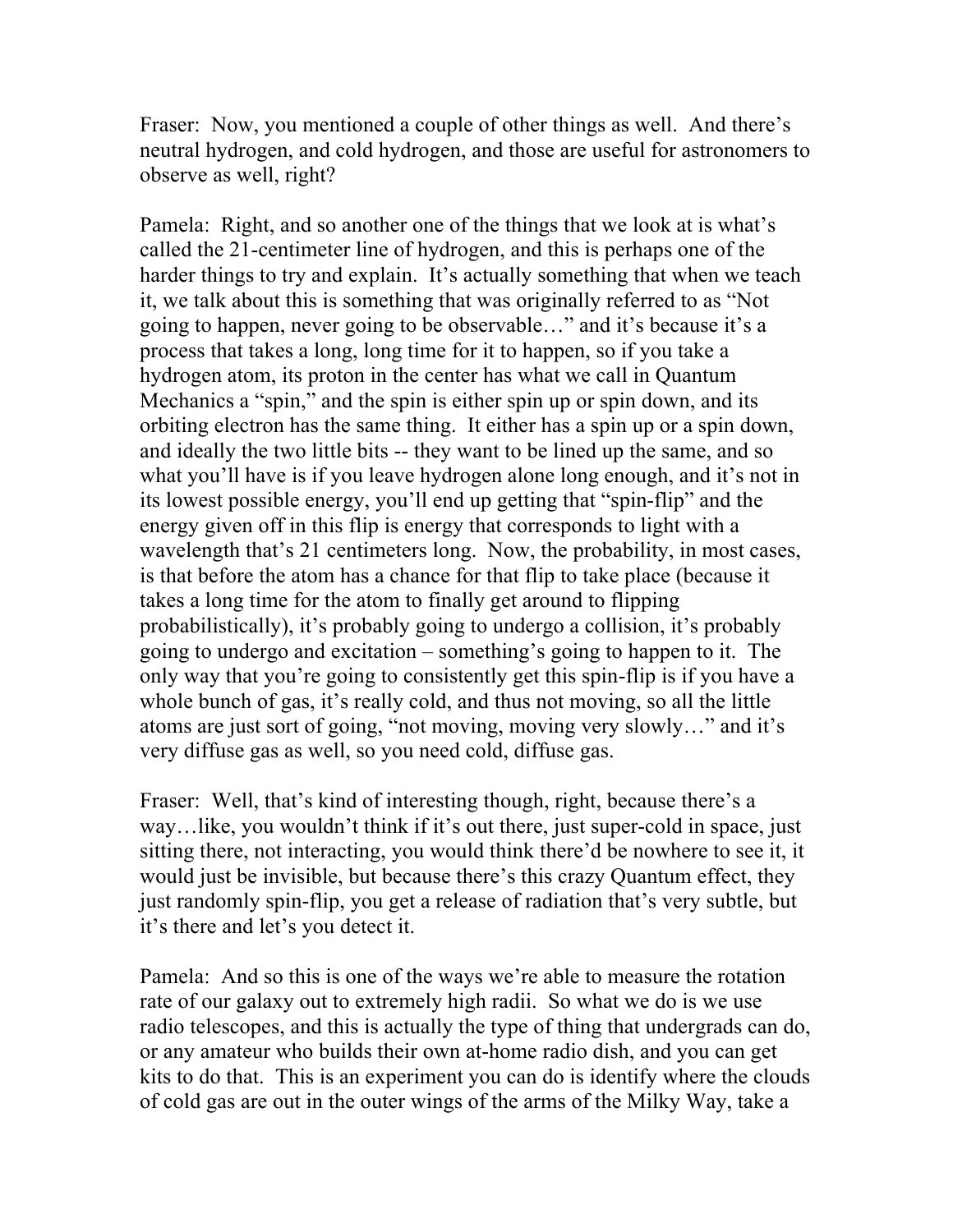Fraser: Now, you mentioned a couple of other things as well. And there's neutral hydrogen, and cold hydrogen, and those are useful for astronomers to observe as well, right?

Pamela: Right, and so another one of the things that we look at is what's called the 21-centimeter line of hydrogen, and this is perhaps one of the harder things to try and explain. It's actually something that when we teach it, we talk about this is something that was originally referred to as "Not going to happen, never going to be observable…" and it's because it's a process that takes a long, long time for it to happen, so if you take a hydrogen atom, its proton in the center has what we call in Quantum Mechanics a "spin," and the spin is either spin up or spin down, and its orbiting electron has the same thing. It either has a spin up or a spin down, and ideally the two little bits -- they want to be lined up the same, and so what you'll have is if you leave hydrogen alone long enough, and it's not in its lowest possible energy, you'll end up getting that "spin-flip" and the energy given off in this flip is energy that corresponds to light with a wavelength that's 21 centimeters long. Now, the probability, in most cases, is that before the atom has a chance for that flip to take place (because it takes a long time for the atom to finally get around to flipping probabilistically), it's probably going to undergo a collision, it's probably going to undergo and excitation – something's going to happen to it. The only way that you're going to consistently get this spin-flip is if you have a whole bunch of gas, it's really cold, and thus not moving, so all the little atoms are just sort of going, "not moving, moving very slowly…" and it's very diffuse gas as well, so you need cold, diffuse gas.

Fraser: Well, that's kind of interesting though, right, because there's a way…like, you wouldn't think if it's out there, just super-cold in space, just sitting there, not interacting, you would think there'd be nowhere to see it, it would just be invisible, but because there's this crazy Quantum effect, they just randomly spin-flip, you get a release of radiation that's very subtle, but it's there and let's you detect it.

Pamela: And so this is one of the ways we're able to measure the rotation rate of our galaxy out to extremely high radii. So what we do is we use radio telescopes, and this is actually the type of thing that undergrads can do, or any amateur who builds their own at-home radio dish, and you can get kits to do that. This is an experiment you can do is identify where the clouds of cold gas are out in the outer wings of the arms of the Milky Way, take a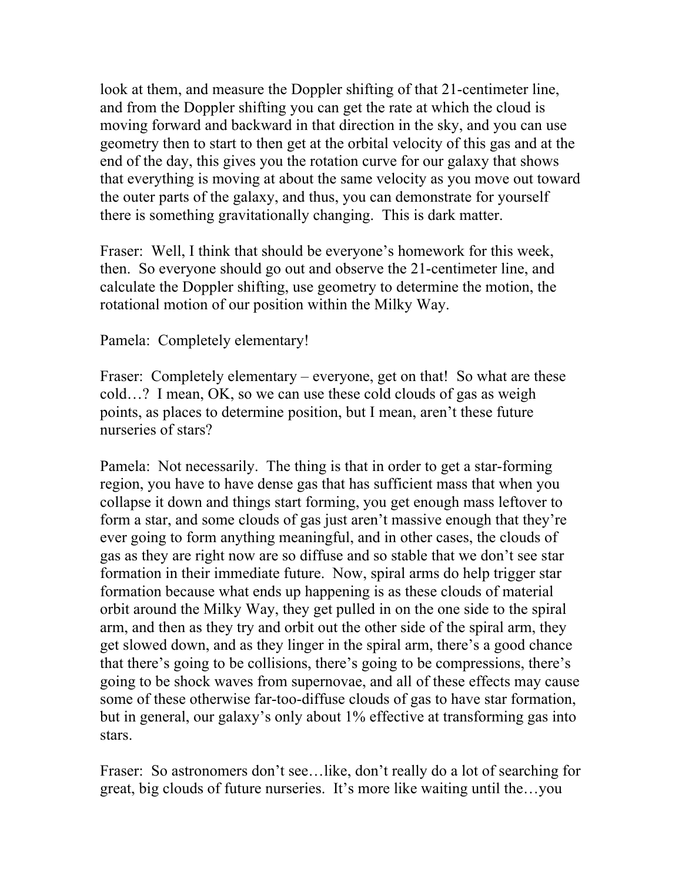look at them, and measure the Doppler shifting of that 21-centimeter line, and from the Doppler shifting you can get the rate at which the cloud is moving forward and backward in that direction in the sky, and you can use geometry then to start to then get at the orbital velocity of this gas and at the end of the day, this gives you the rotation curve for our galaxy that shows that everything is moving at about the same velocity as you move out toward the outer parts of the galaxy, and thus, you can demonstrate for yourself there is something gravitationally changing. This is dark matter.

Fraser: Well, I think that should be everyone's homework for this week, then. So everyone should go out and observe the 21-centimeter line, and calculate the Doppler shifting, use geometry to determine the motion, the rotational motion of our position within the Milky Way.

Pamela: Completely elementary!

Fraser: Completely elementary – everyone, get on that! So what are these cold…? I mean, OK, so we can use these cold clouds of gas as weigh points, as places to determine position, but I mean, aren't these future nurseries of stars?

Pamela: Not necessarily. The thing is that in order to get a star-forming region, you have to have dense gas that has sufficient mass that when you collapse it down and things start forming, you get enough mass leftover to form a star, and some clouds of gas just aren't massive enough that they're ever going to form anything meaningful, and in other cases, the clouds of gas as they are right now are so diffuse and so stable that we don't see star formation in their immediate future. Now, spiral arms do help trigger star formation because what ends up happening is as these clouds of material orbit around the Milky Way, they get pulled in on the one side to the spiral arm, and then as they try and orbit out the other side of the spiral arm, they get slowed down, and as they linger in the spiral arm, there's a good chance that there's going to be collisions, there's going to be compressions, there's going to be shock waves from supernovae, and all of these effects may cause some of these otherwise far-too-diffuse clouds of gas to have star formation, but in general, our galaxy's only about 1% effective at transforming gas into stars.

Fraser: So astronomers don't see…like, don't really do a lot of searching for great, big clouds of future nurseries. It's more like waiting until the…you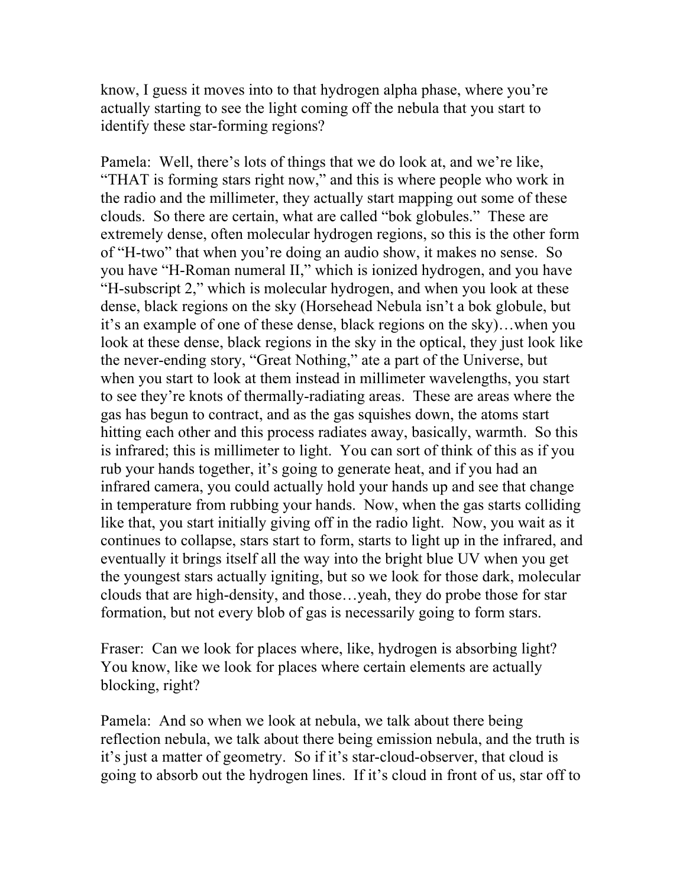know, I guess it moves into to that hydrogen alpha phase, where you're actually starting to see the light coming off the nebula that you start to identify these star-forming regions?

Pamela: Well, there's lots of things that we do look at, and we're like, "THAT is forming stars right now," and this is where people who work in the radio and the millimeter, they actually start mapping out some of these clouds. So there are certain, what are called "bok globules." These are extremely dense, often molecular hydrogen regions, so this is the other form of "H-two" that when you're doing an audio show, it makes no sense. So you have "H-Roman numeral II," which is ionized hydrogen, and you have "H-subscript 2," which is molecular hydrogen, and when you look at these dense, black regions on the sky (Horsehead Nebula isn't a bok globule, but it's an example of one of these dense, black regions on the sky)…when you look at these dense, black regions in the sky in the optical, they just look like the never-ending story, "Great Nothing," ate a part of the Universe, but when you start to look at them instead in millimeter wavelengths, you start to see they're knots of thermally-radiating areas. These are areas where the gas has begun to contract, and as the gas squishes down, the atoms start hitting each other and this process radiates away, basically, warmth. So this is infrared; this is millimeter to light. You can sort of think of this as if you rub your hands together, it's going to generate heat, and if you had an infrared camera, you could actually hold your hands up and see that change in temperature from rubbing your hands. Now, when the gas starts colliding like that, you start initially giving off in the radio light. Now, you wait as it continues to collapse, stars start to form, starts to light up in the infrared, and eventually it brings itself all the way into the bright blue UV when you get the youngest stars actually igniting, but so we look for those dark, molecular clouds that are high-density, and those…yeah, they do probe those for star formation, but not every blob of gas is necessarily going to form stars.

Fraser: Can we look for places where, like, hydrogen is absorbing light? You know, like we look for places where certain elements are actually blocking, right?

Pamela: And so when we look at nebula, we talk about there being reflection nebula, we talk about there being emission nebula, and the truth is it's just a matter of geometry. So if it's star-cloud-observer, that cloud is going to absorb out the hydrogen lines. If it's cloud in front of us, star off to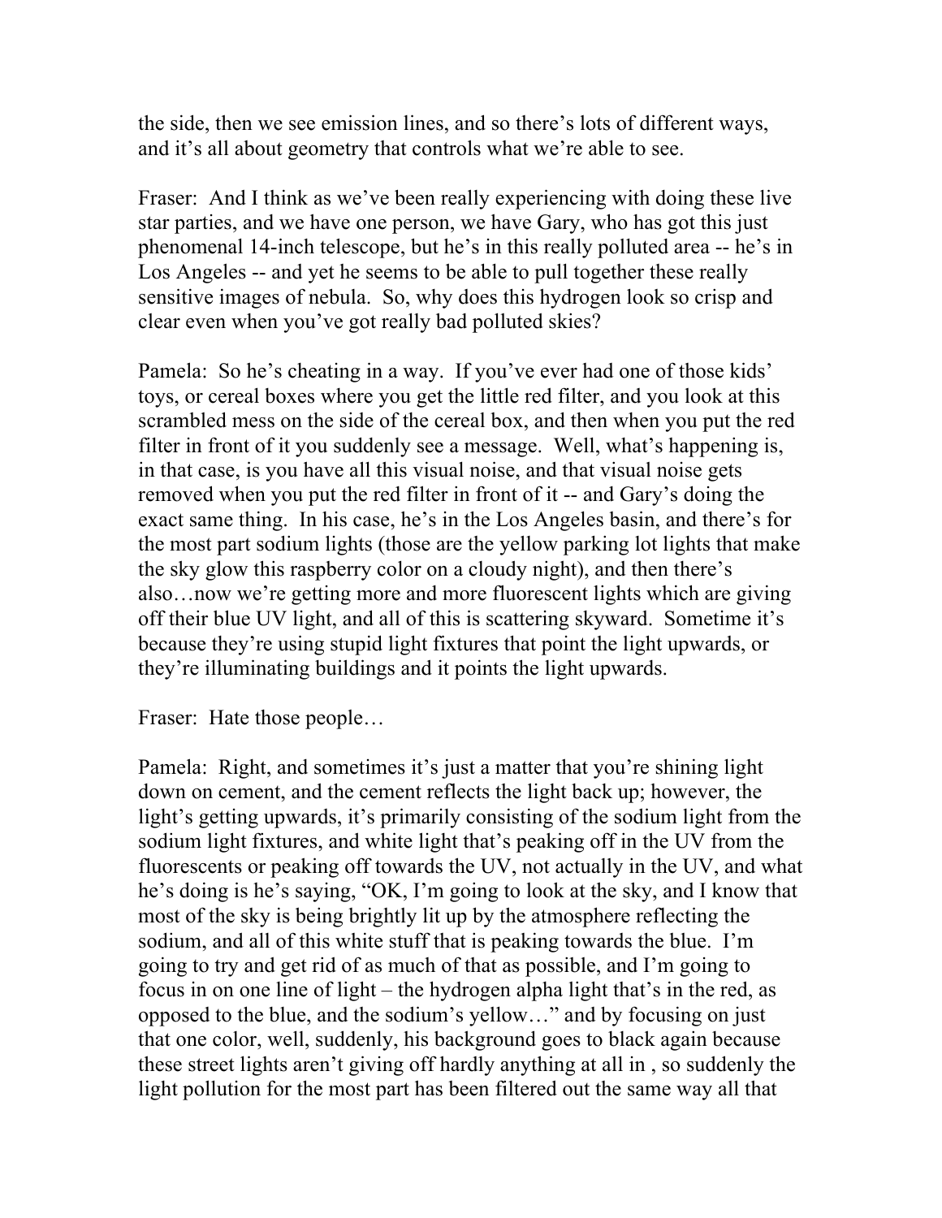the side, then we see emission lines, and so there's lots of different ways, and it's all about geometry that controls what we're able to see.

Fraser: And I think as we've been really experiencing with doing these live star parties, and we have one person, we have Gary, who has got this just phenomenal 14-inch telescope, but he's in this really polluted area -- he's in Los Angeles -- and yet he seems to be able to pull together these really sensitive images of nebula. So, why does this hydrogen look so crisp and clear even when you've got really bad polluted skies?

Pamela: So he's cheating in a way. If you've ever had one of those kids' toys, or cereal boxes where you get the little red filter, and you look at this scrambled mess on the side of the cereal box, and then when you put the red filter in front of it you suddenly see a message. Well, what's happening is, in that case, is you have all this visual noise, and that visual noise gets removed when you put the red filter in front of it -- and Gary's doing the exact same thing. In his case, he's in the Los Angeles basin, and there's for the most part sodium lights (those are the yellow parking lot lights that make the sky glow this raspberry color on a cloudy night), and then there's also…now we're getting more and more fluorescent lights which are giving off their blue UV light, and all of this is scattering skyward. Sometime it's because they're using stupid light fixtures that point the light upwards, or they're illuminating buildings and it points the light upwards.

Fraser: Hate those people…

Pamela: Right, and sometimes it's just a matter that you're shining light down on cement, and the cement reflects the light back up; however, the light's getting upwards, it's primarily consisting of the sodium light from the sodium light fixtures, and white light that's peaking off in the UV from the fluorescents or peaking off towards the UV, not actually in the UV, and what he's doing is he's saying, "OK, I'm going to look at the sky, and I know that most of the sky is being brightly lit up by the atmosphere reflecting the sodium, and all of this white stuff that is peaking towards the blue. I'm going to try and get rid of as much of that as possible, and I'm going to focus in on one line of light – the hydrogen alpha light that's in the red, as opposed to the blue, and the sodium's yellow…" and by focusing on just that one color, well, suddenly, his background goes to black again because these street lights aren't giving off hardly anything at all in , so suddenly the light pollution for the most part has been filtered out the same way all that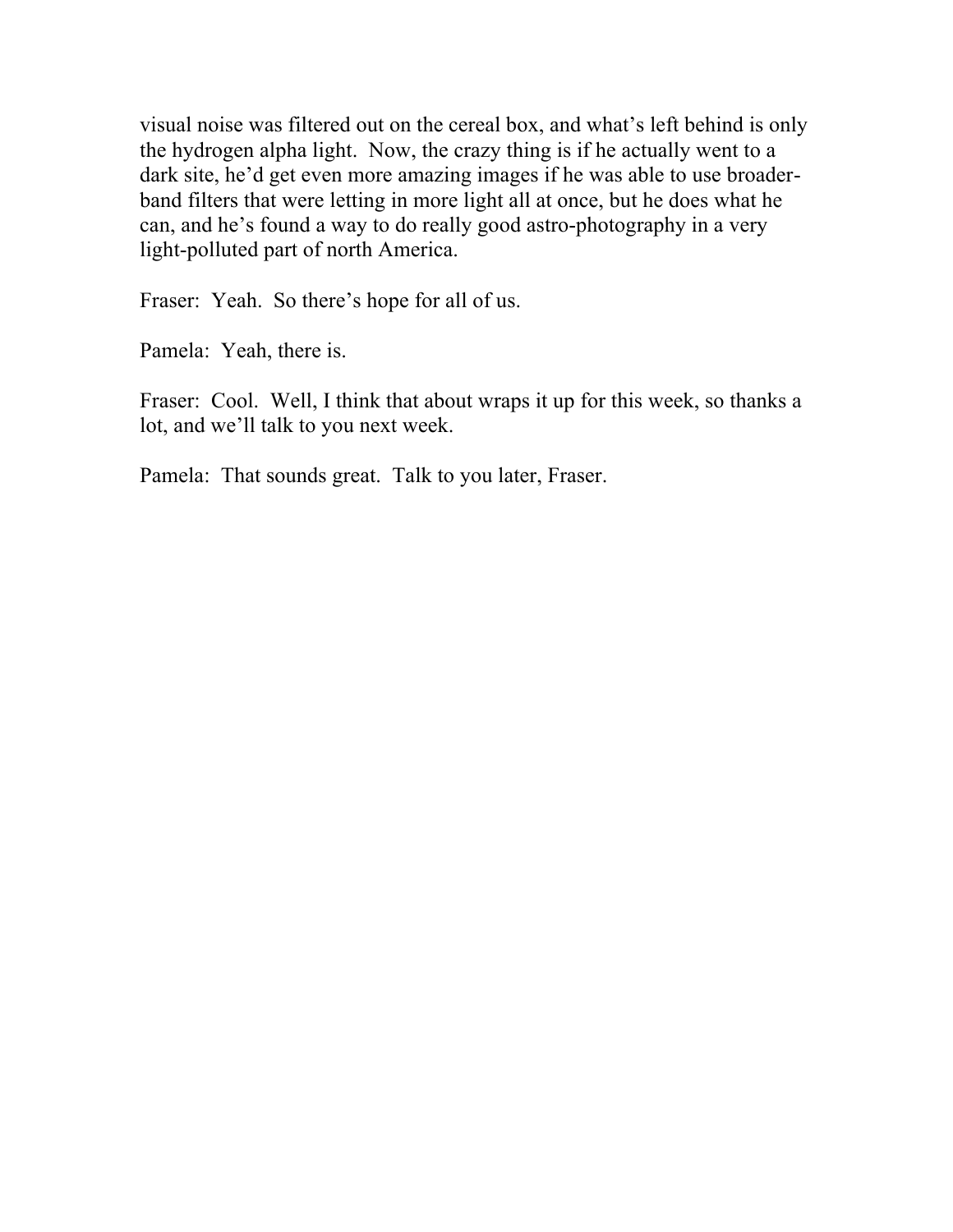visual noise was filtered out on the cereal box, and what's left behind is only the hydrogen alpha light. Now, the crazy thing is if he actually went to a dark site, he'd get even more amazing images if he was able to use broader-band filters that were letting in more light all at once, but he does what he can, and he's found a way to do really good astro-photography in a very light-polluted part of north America.

Fraser: Yeah. So there's hope for all of us.

Pamela: Yeah, there is.

Fraser: Cool. Well, I think that about wraps it up for this week, so thanks a lot, and we'll talk to you next week.

Pamela: That sounds great. Talk to you later, Fraser.